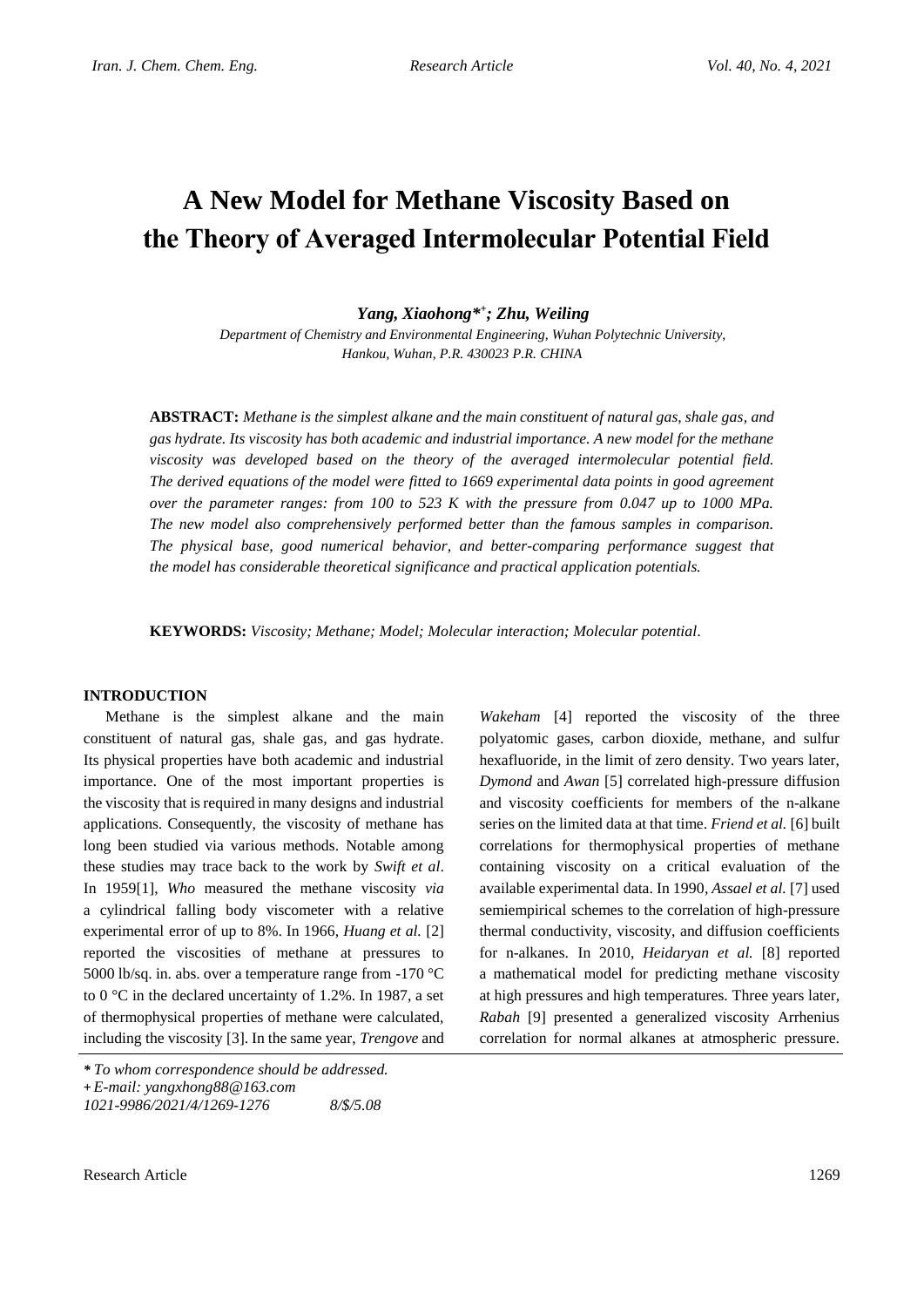# A New Model for Methane Viscosity Based on the Theory of Averaged Intermolecular Potential Field

***Yang, Xiaohong***\*+**; *Zhu, Weiling***

*Department of Chemistry and Environmental Engineering, Wuhan Polytechnic University, Hankou, Wuhan, P.R. 430023 P.R. CHINA*

**ABSTRACT:** *Methane is the simplest alkane and the main constituent of natural gas, shale gas, and gas hydrate. Its viscosity has both academic and industrial importance. A new model for the methane viscosity was developed based on the theory of the averaged intermolecular potential field. The derived equations of the model were fitted to 1669 experimental data points in good agreement over the parameter ranges: from 100 to 523 K with the pressure from 0.047 up to 1000 MPa. The new model also comprehensively performed better than the famous samples in comparison. The physical base, good numerical behavior, and better-comparing performance suggest that the model has considerable theoretical significance and practical application potentials.*

**KEYWORDS:** *Viscosity; Methane; Model; Molecular interaction; Molecular potential*.

## INTRODUCTION

Methane is the simplest alkane and the main constituent of natural gas, shale gas, and gas hydrate. Its physical properties have both academic and industrial importance. One of the most important properties is the viscosity that is required in many designs and industrial applications. Consequently, the viscosity of methane has long been studied via various methods. Notable among these studies may trace back to the work by *Swift et al*. In 1959[1], *Who* measured the methane viscosity *via* a cylindrical falling body viscometer with a relative experimental error of up to 8%. In 1966, *Huang et al.* [2] reported the viscosities of methane at pressures to 5000 lb/sq. in. abs. over a temperature range from -170 °C to 0 °C in the declared uncertainty of 1.2%. In 1987, a set of thermophysical properties of methane were calculated, including the viscosity [3]. In the same year, *Trengove* and *Wakeham* [4] reported the viscosity of the three polyatomic gases, carbon dioxide, methane, and sulfur hexafluoride, in the limit of zero density. Two years later, *Dymond* and *Awan* [5] correlated high-pressure diffusion and viscosity coefficients for members of the n-alkane series on the limited data at that time. *Friend et al.* [6] built correlations for thermophysical properties of methane containing viscosity on a critical evaluation of the available experimental data. In 1990, *Assael et al.* [7] used semiempirical schemes to the correlation of high-pressure thermal conductivity, viscosity, and diffusion coefficients for n-alkanes. In 2010, *Heidaryan et al.* [8] reported a mathematical model for predicting methane viscosity at high pressures and high temperatures. Three years later, *Rabah* [9] presented a generalized viscosity Arrhenius correlation for normal alkanes at atmospheric pressure.

*\* To whom correspondence should be addressed.*
*+ E-mail: yangxhong88@163.com*
*1021-9986/2021/4/1269-1276 8/$/5.08*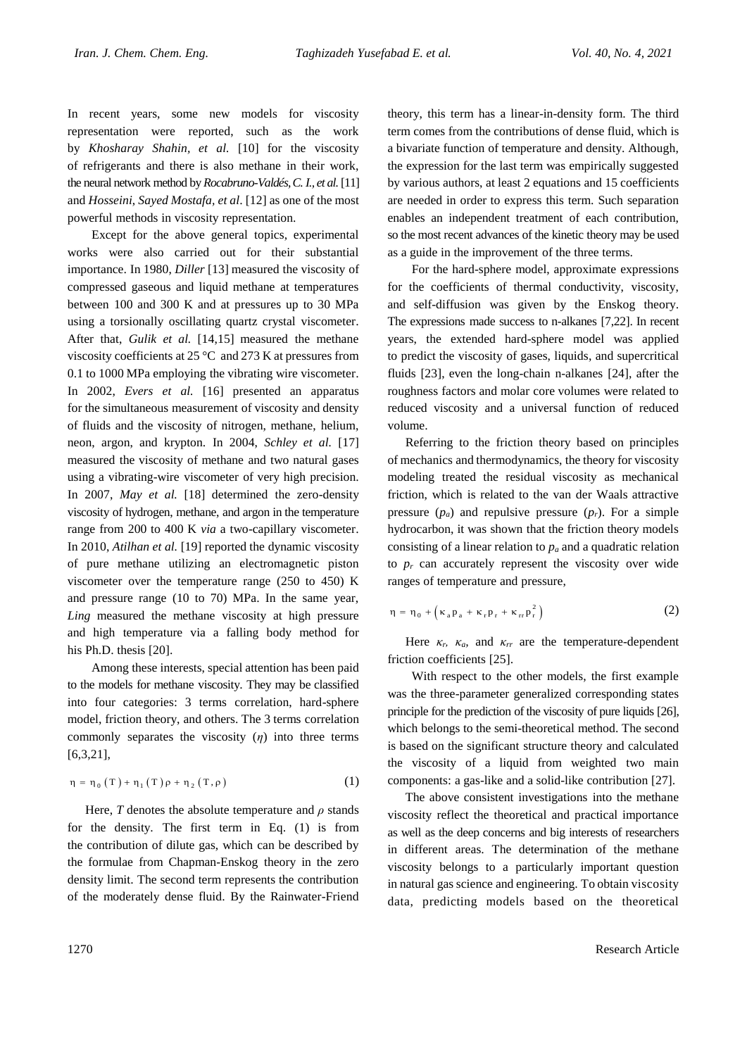In recent years, some new models for viscosity representation were reported, such as the work by *Khosharay Shahin, et al.* [10] for the viscosity of refrigerants and there is also methane in their work, the neural network method by *Rocabruno-Valdés, C. I., et al.* [11] and *Hosseini, Sayed Mostafa, et al*. [12] as one of the most powerful methods in viscosity representation.

Except for the above general topics, experimental works were also carried out for their substantial importance. In 1980, *Diller* [13] measured the viscosity of compressed gaseous and liquid methane at temperatures between 100 and 300 K and at pressures up to 30 MPa using a torsionally oscillating quartz crystal viscometer. After that, *Gulik et al.* [14,15] measured the methane viscosity coefficients at 25 °C and 273 K at pressures from 0.1 to 1000 MPa employing the vibrating wire viscometer. In 2002, *Evers et al.* [16] presented an apparatus for the simultaneous measurement of viscosity and density of fluids and the viscosity of nitrogen, methane, helium, neon, argon, and krypton. In 2004, *Schley et al.* [17] measured the viscosity of methane and two natural gases using a vibrating-wire viscometer of very high precision. In 2007, *May et al.* [18] determined the zero-density viscosity of hydrogen, methane, and argon in the temperature range from 200 to 400 K *via* a two-capillary viscometer. In 2010, *Atilhan et al.* [19] reported the dynamic viscosity of pure methane utilizing an electromagnetic piston viscometer over the temperature range (250 to 450) K and pressure range (10 to 70) MPa. In the same year, *Ling* measured the methane viscosity at high pressure and high temperature via a falling body method for his Ph.D. thesis [20].

Among these interests, special attention has been paid to the models for methane viscosity. They may be classified into four categories: 3 terms correlation, hard-sphere model, friction theory, and others. The 3 terms correlation commonly separates the viscosity ($\eta$) into three terms [6,3,21],

$$\eta = \eta_0(T) + \eta_1(T)\rho + \eta_2(T,\rho) \tag{1}$$

Here, $T$ denotes the absolute temperature and $\rho$ stands for the density. The first term in Eq. (1) is from the contribution of dilute gas, which can be described by the formulae from Chapman-Enskog theory in the zero density limit. The second term represents the contribution of the moderately dense fluid. By the Rainwater-Friend theory, this term has a linear-in-density form. The third term comes from the contributions of dense fluid, which is a bivariate function of temperature and density. Although, the expression for the last term was empirically suggested by various authors, at least 2 equations and 15 coefficients are needed in order to express this term. Such separation enables an independent treatment of each contribution, so the most recent advances of the kinetic theory may be used as a guide in the improvement of the three terms.

For the hard-sphere model, approximate expressions for the coefficients of thermal conductivity, viscosity, and self-diffusion was given by the Enskog theory. The expressions made success to n-alkanes [7,22]. In recent years, the extended hard-sphere model was applied to predict the viscosity of gases, liquids, and supercritical fluids [23], even the long-chain n-alkanes [24], after the roughness factors and molar core volumes were related to reduced viscosity and a universal function of reduced volume.

Referring to the friction theory based on principles of mechanics and thermodynamics, the theory for viscosity modeling treated the residual viscosity as mechanical friction, which is related to the van der Waals attractive pressure ($p_a$) and repulsive pressure ($p_r$). For a simple hydrocarbon, it was shown that the friction theory models consisting of a linear relation to $p_a$ and a quadratic relation to $p_r$ can accurately represent the viscosity over wide ranges of temperature and pressure,

$$\eta = \eta_0 + \left(\kappa_a p_a + \kappa_r p_r + \kappa_{rr} p_r^2\right) \tag{2}$$

Here $\kappa_r$, $\kappa_a$, and $\kappa_{rr}$ are the temperature-dependent friction coefficients [25].

With respect to the other models, the first example was the three-parameter generalized corresponding states principle for the prediction of the viscosity of pure liquids [26], which belongs to the semi-theoretical method. The second is based on the significant structure theory and calculated the viscosity of a liquid from weighted two main components: a gas-like and a solid-like contribution [27].

The above consistent investigations into the methane viscosity reflect the theoretical and practical importance as well as the deep concerns and big interests of researchers in different areas. The determination of the methane viscosity belongs to a particularly important question in natural gas science and engineering. To obtain viscosity data, predicting models based on the theoretical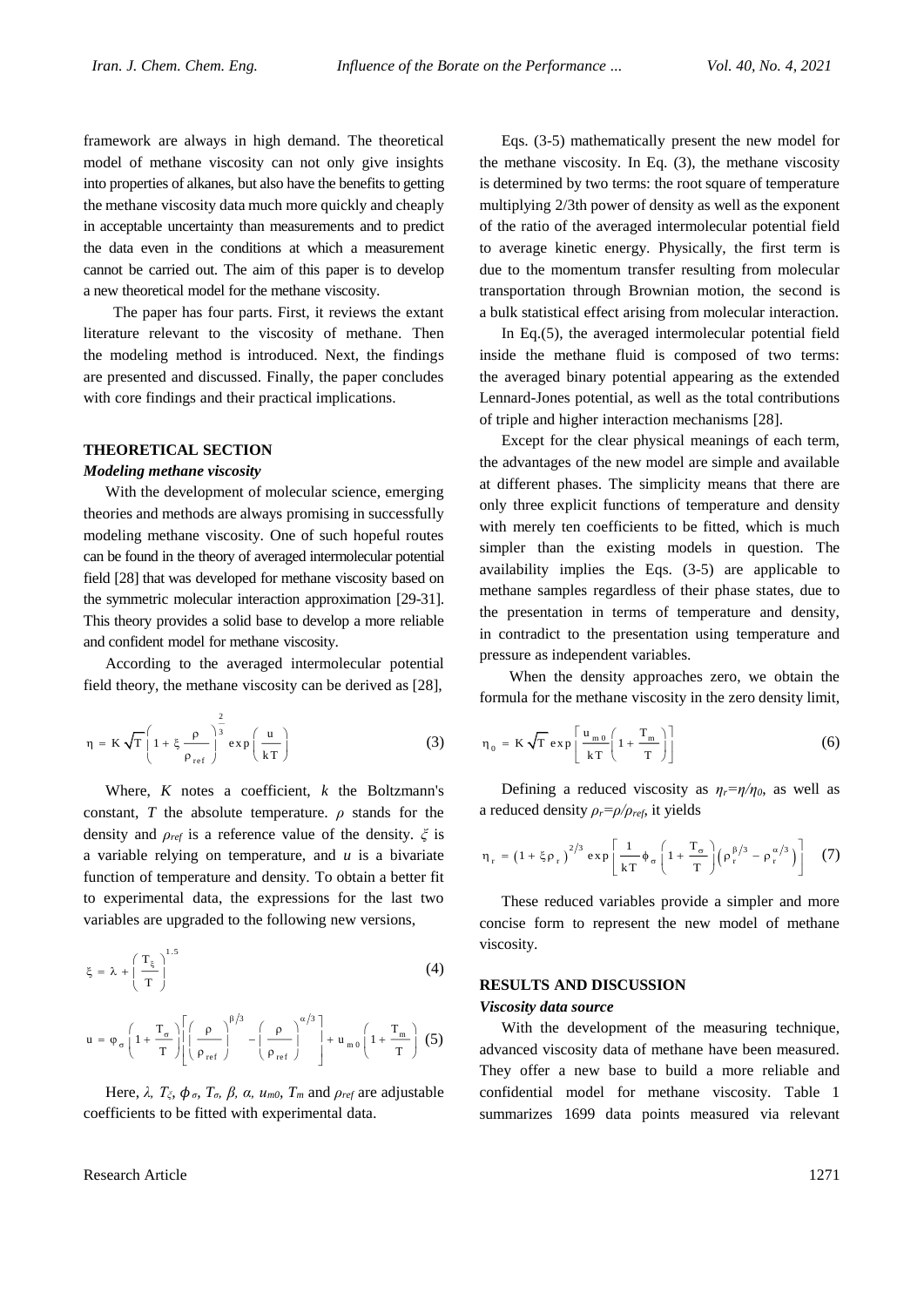framework are always in high demand. The theoretical model of methane viscosity can not only give insights into properties of alkanes, but also have the benefits to getting the methane viscosity data much more quickly and cheaply in acceptable uncertainty than measurements and to predict the data even in the conditions at which a measurement cannot be carried out. The aim of this paper is to develop a new theoretical model for the methane viscosity.

The paper has four parts. First, it reviews the extant literature relevant to the viscosity of methane. Then the modeling method is introduced. Next, the findings are presented and discussed. Finally, the paper concludes with core findings and their practical implications.

## THEORETICAL SECTION

### *Modeling methane viscosity*

With the development of molecular science, emerging theories and methods are always promising in successfully modeling methane viscosity. One of such hopeful routes can be found in the theory of averaged intermolecular potential field [28] that was developed for methane viscosity based on the symmetric molecular interaction approximation [29-31]. This theory provides a solid base to develop a more reliable and confident model for methane viscosity.

According to the averaged intermolecular potential field theory, the methane viscosity can be derived as [28],

$$\eta = K\sqrt{T}\left(1+\xi\frac{\rho}{\rho_{ref}}\right)^{\frac{2}{3}}\exp\left(\frac{u}{kT}\right) \tag{3}$$

Where, $K$ notes a coefficient, $k$ the Boltzmann's constant, $T$ the absolute temperature. $\rho$ stands for the density and $\rho_{ref}$ is a reference value of the density. $\xi$ is a variable relying on temperature, and $u$ is a bivariate function of temperature and density. To obtain a better fit to experimental data, the expressions for the last two variables are upgraded to the following new versions,

$$\xi = \lambda + \left(\frac{T_\xi}{T}\right)^{1.5} \tag{4}$$

$$u = \varphi_\sigma\left(1+\frac{T_\sigma}{T}\right)\left[\left(\frac{\rho}{\rho_{ref}}\right)^{\beta/3} - \left(\frac{\rho}{\rho_{ref}}\right)^{\alpha/3}\right] + u_{m0}\left(1+\frac{T_m}{T}\right) \tag{5}$$

Here, $\lambda$, $T_\xi$, $\phi_\sigma$, $T_\sigma$, $\beta$, $\alpha$, $u_{m0}$, $T_m$ and $\rho_{ref}$ are adjustable coefficients to be fitted with experimental data.

Eqs. (3-5) mathematically present the new model for the methane viscosity. In Eq. (3), the methane viscosity is determined by two terms: the root square of temperature multiplying 2/3th power of density as well as the exponent of the ratio of the averaged intermolecular potential field to average kinetic energy. Physically, the first term is due to the momentum transfer resulting from molecular transportation through Brownian motion, the second is a bulk statistical effect arising from molecular interaction.

In Eq.(5), the averaged intermolecular potential field inside the methane fluid is composed of two terms: the averaged binary potential appearing as the extended Lennard-Jones potential, as well as the total contributions of triple and higher interaction mechanisms [28].

Except for the clear physical meanings of each term, the advantages of the new model are simple and available at different phases. The simplicity means that there are only three explicit functions of temperature and density with merely ten coefficients to be fitted, which is much simpler than the existing models in question. The availability implies the Eqs. (3-5) are applicable to methane samples regardless of their phase states, due to the presentation in terms of temperature and density, in contradict to the presentation using temperature and pressure as independent variables.

When the density approaches zero, we obtain the formula for the methane viscosity in the zero density limit,

$$\eta_0 = K\sqrt{T}\exp\left[\frac{u_{m0}}{kT}\left(1+\frac{T_m}{T}\right)\right] \tag{6}$$

Defining a reduced viscosity as $\eta_r = \eta/\eta_0$, as well as a reduced density $\rho_r = \rho/\rho_{ref}$, it yields

$$\eta_r = \left(1+\xi\rho_r\right)^{2/3}\exp\left[\frac{1}{kT}\phi_\sigma\left(1+\frac{T_\sigma}{T}\right)\left(\rho_r^{\beta/3} - \rho_r^{\alpha/3}\right)\right] \tag{7}$$

These reduced variables provide a simpler and more concise form to represent the new model of methane viscosity.

## RESULTS AND DISCUSSION

### *Viscosity data source*

With the development of the measuring technique, advanced viscosity data of methane have been measured. They offer a new base to build a more reliable and confidential model for methane viscosity. Table 1 summarizes 1699 data points measured via relevant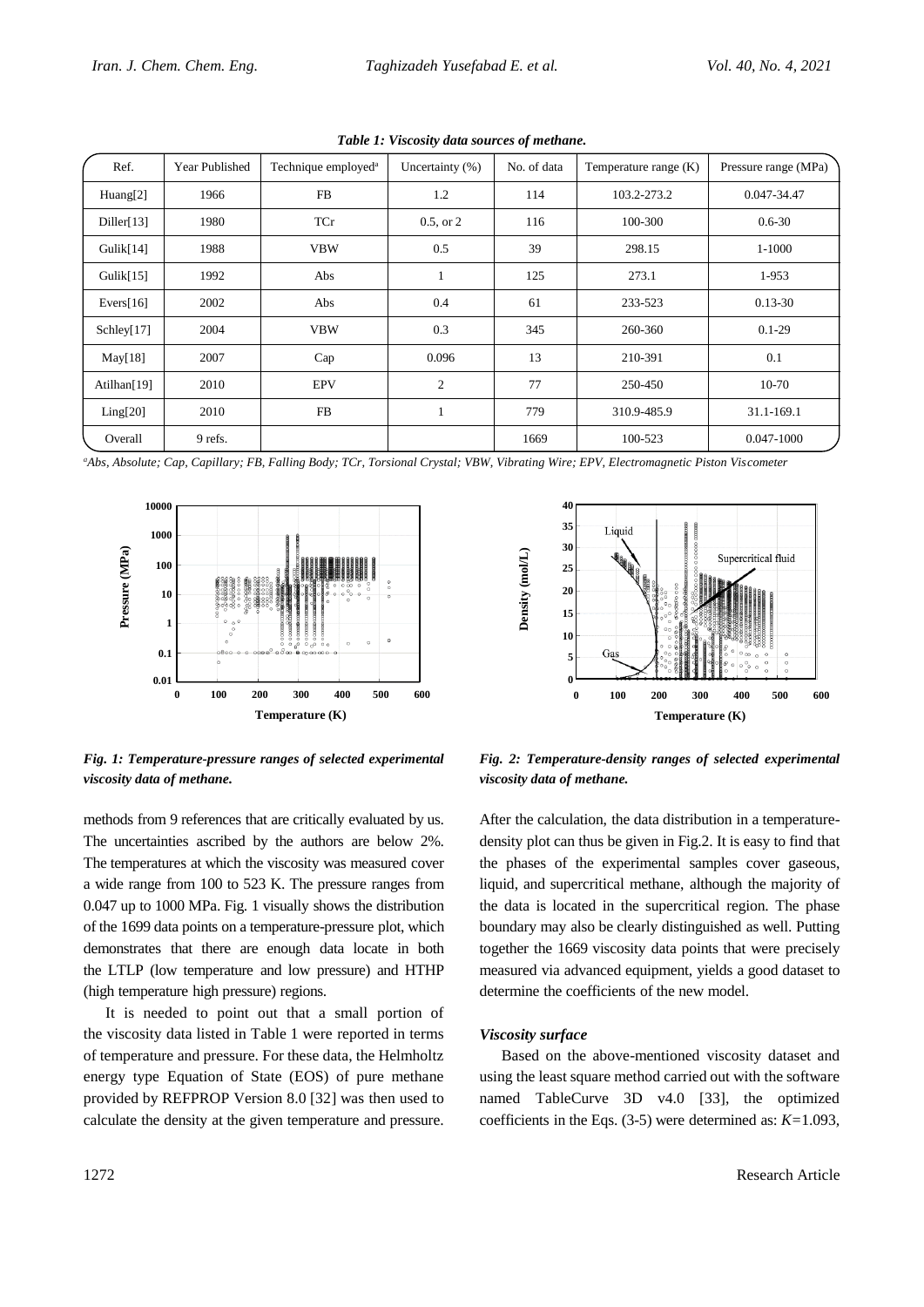*Table 1: Viscosity data sources of methane.*

| Ref. | Year Published | Technique employed[a] | Uncertainty (%) | No. of data | Temperature range (K) | Pressure range (MPa) |
|---|---|---|---|---|---|---|
| Huang[2] | 1966 | FB | 1.2 | 114 | 103.2-273.2 | 0.047-34.47 |
| Diller[13] | 1980 | TCr | 0.5, or 2 | 116 | 100-300 | 0.6-30 |
| Gulik[14] | 1988 | VBW | 0.5 | 39 | 298.15 | 1-1000 |
| Gulik[15] | 1992 | Abs | 1 | 125 | 273.1 | 1-953 |
| Evers[16] | 2002 | Abs | 0.4 | 61 | 233-523 | 0.13-30 |
| Schley[17] | 2004 | VBW | 0.3 | 345 | 260-360 | 0.1-29 |
| May[18] | 2007 | Cap | 0.096 | 13 | 210-391 | 0.1 |
| Atilhan[19] | 2010 | EPV | 2 | 77 | 250-450 | 10-70 |
| Ling[20] | 2010 | FB | 1 | 779 | 310.9-485.9 | 31.1-169.1 |
| Overall | 9 refs. | | | 1669 | 100-523 | 0.047-1000 |

[a] *Abs, Absolute; Cap, Capillary; FB, Falling Body; TCr, Torsional Crystal; VBW, Vibrating Wire; EPV, Electromagnetic Piston Viscometer*

***Fig. 1: Temperature-pressure ranges of selected experimental viscosity data of methane.***

***Fig. 2: Temperature-density ranges of selected experimental viscosity data of methane.***

methods from 9 references that are critically evaluated by us. The uncertainties ascribed by the authors are below 2%. The temperatures at which the viscosity was measured cover a wide range from 100 to 523 K. The pressure ranges from 0.047 up to 1000 MPa. Fig. 1 visually shows the distribution of the 1699 data points on a temperature-pressure plot, which demonstrates that there are enough data locate in both the LTLP (low temperature and low pressure) and HTHP (high temperature high pressure) regions.

It is needed to point out that a small portion of the viscosity data listed in Table 1 were reported in terms of temperature and pressure. For these data, the Helmholtz energy type Equation of State (EOS) of pure methane provided by REFPROP Version 8.0 [32] was then used to calculate the density at the given temperature and pressure. After the calculation, the data distribution in a temperature-density plot can thus be given in Fig.2. It is easy to find that the phases of the experimental samples cover gaseous, liquid, and supercritical methane, although the majority of the data is located in the supercritical region. The phase boundary may also be clearly distinguished as well. Putting together the 1669 viscosity data points that were precisely measured via advanced equipment, yields a good dataset to determine the coefficients of the new model.

### *Viscosity surface*

Based on the above-mentioned viscosity dataset and using the least square method carried out with the software named TableCurve 3D v4.0 [33], the optimized coefficients in the Eqs. (3-5) were determined as: $K$=1.093,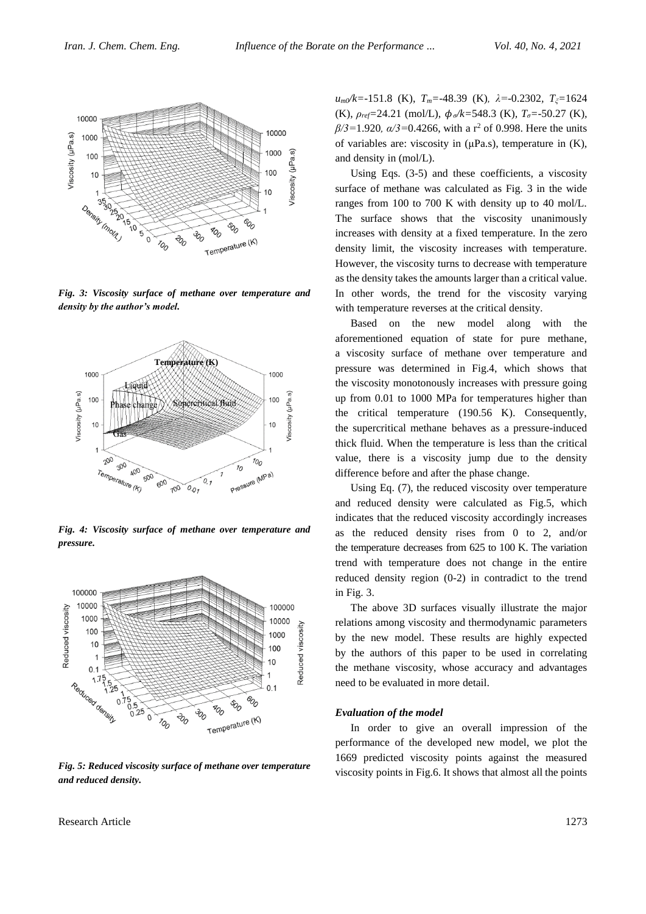*Fig. 3: Viscosity surface of methane over temperature and density by the author's model.*

*Fig. 4: Viscosity surface of methane over temperature and pressure.*

*Fig. 5: Reduced viscosity surface of methane over temperature and reduced density.*

$u_{m0}/k$=-151.8 (K), $T_m$=-48.39 (K), $\lambda$=-0.2302, $T_\xi$=1624 (K), $\rho_{ref}$=24.21 (mol/L), $\phi_\sigma/k$=548.3 (K), $T_\sigma$=-50.27 (K), $\beta/3$=1.920, $\alpha/3$=0.4266, with a $r^2$ of 0.998. Here the units of variables are: viscosity in (μPa.s), temperature in (K), and density in (mol/L).

Using Eqs. (3-5) and these coefficients, a viscosity surface of methane was calculated as Fig. 3 in the wide ranges from 100 to 700 K with density up to 40 mol/L. The surface shows that the viscosity unanimously increases with density at a fixed temperature. In the zero density limit, the viscosity increases with temperature. However, the viscosity turns to decrease with temperature as the density takes the amounts larger than a critical value. In other words, the trend for the viscosity varying with temperature reverses at the critical density.

Based on the new model along with the aforementioned equation of state for pure methane, a viscosity surface of methane over temperature and pressure was determined in Fig.4, which shows that the viscosity monotonously increases with pressure going up from 0.01 to 1000 MPa for temperatures higher than the critical temperature (190.56 K). Consequently, the supercritical methane behaves as a pressure-induced thick fluid. When the temperature is less than the critical value, there is a viscosity jump due to the density difference before and after the phase change.

Using Eq. (7), the reduced viscosity over temperature and reduced density were calculated as Fig.5, which indicates that the reduced viscosity accordingly increases as the reduced density rises from 0 to 2, and/or the temperature decreases from 625 to 100 K. The variation trend with temperature does not change in the entire reduced density region (0-2) in contradict to the trend in Fig. 3.

The above 3D surfaces visually illustrate the major relations among viscosity and thermodynamic parameters by the new model. These results are highly expected by the authors of this paper to be used in correlating the methane viscosity, whose accuracy and advantages need to be evaluated in more detail.

### *Evaluation of the model*

In order to give an overall impression of the performance of the developed new model, we plot the 1669 predicted viscosity points against the measured viscosity points in Fig.6. It shows that almost all the points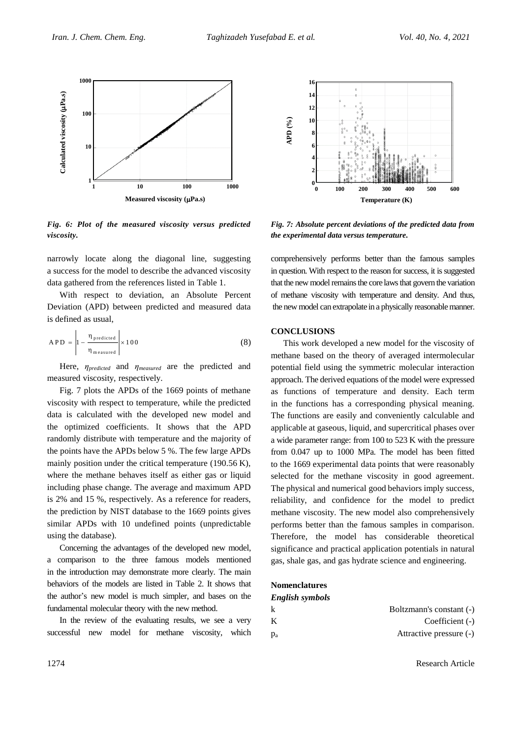*Fig. 6: Plot of the measured viscosity versus predicted viscosity.*

narrowly locate along the diagonal line, suggesting a success for the model to describe the advanced viscosity data gathered from the references listed in Table 1.

With respect to deviation, an Absolute Percent Deviation (APD) between predicted and measured data is defined as usual,

$$APD = \left|1 - \frac{\eta_{predicted}}{\eta_{measured}}\right| \times 100 \quad (8)$$

Here, $\eta_{predicted}$ and $\eta_{measured}$ are the predicted and measured viscosity, respectively.

Fig. 7 plots the APDs of the 1669 points of methane viscosity with respect to temperature, while the predicted data is calculated with the developed new model and the optimized coefficients. It shows that the APD randomly distribute with temperature and the majority of the points have the APDs below 5 %. The few large APDs mainly position under the critical temperature (190.56 K), where the methane behaves itself as either gas or liquid including phase change. The average and maximum APD is 2% and 15 %, respectively. As a reference for readers, the prediction by NIST database to the 1669 points gives similar APDs with 10 undefined points (unpredictable using the database).

Concerning the advantages of the developed new model, a comparison to the three famous models mentioned in the introduction may demonstrate more clearly. The main behaviors of the models are listed in Table 2. It shows that the author's new model is much simpler, and bases on the fundamental molecular theory with the new method.

In the review of the evaluating results, we see a very successful new model for methane viscosity, which

*Fig. 7: Absolute percent deviations of the predicted data from the experimental data versus temperature.*

comprehensively performs better than the famous samples in question. With respect to the reason for success, it is suggested that the new model remains the core laws that govern the variation of methane viscosity with temperature and density. And thus, the new model can extrapolate in a physically reasonable manner.

## CONCLUSIONS

This work developed a new model for the viscosity of methane based on the theory of averaged intermolecular potential field using the symmetric molecular interaction approach. The derived equations of the model were expressed as functions of temperature and density. Each term in the functions has a corresponding physical meaning. The functions are easily and conveniently calculable and applicable at gaseous, liquid, and supercritical phases over a wide parameter range: from 100 to 523 K with the pressure from 0.047 up to 1000 MPa. The model has been fitted to the 1669 experimental data points that were reasonably selected for the methane viscosity in good agreement. The physical and numerical good behaviors imply success, reliability, and confidence for the model to predict methane viscosity. The new model also comprehensively performs better than the famous samples in comparison. Therefore, the model has considerable theoretical significance and practical application potentials in natural gas, shale gas, and gas hydrate science and engineering.

## Nomenclatures

### *English symbols*

| | |
|---|---|
| k | Boltzmann's constant (-) |
| K | Coefficient (-) |
| $p_a$ | Attractive pressure (-) |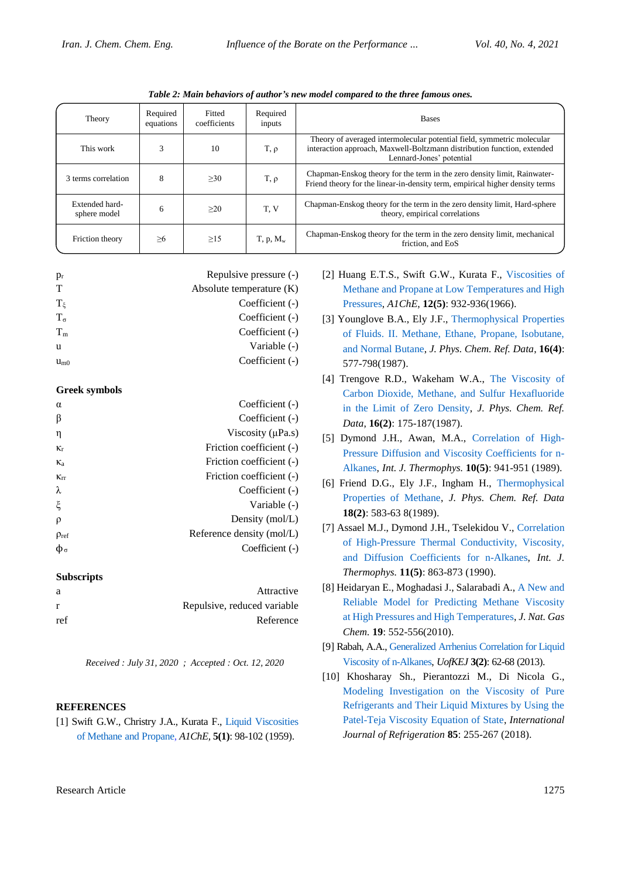*Table 2: Main behaviors of author's new model compared to the three famous ones.*

| Theory | Required equations | Fitted coefficients | Required inputs | Bases |
|---|---|---|---|---|
| This work | 3 | 10 | T, ρ | Theory of averaged intermolecular potential field, symmetric molecular interaction approach, Maxwell-Boltzmann distribution function, extended Lennard-Jones' potential |
| 3 terms correlation | 8 | ≥30 | T, ρ | Chapman-Enskog theory for the term in the zero density limit, Rainwater-Friend theory for the linear-in-density term, empirical higher density terms |
| Extended hard-sphere model | 6 | ≥20 | T, V | Chapman-Enskog theory for the term in the zero density limit, Hard-sphere theory, empirical correlations |
| Friction theory | ≥6 | ≥15 | T, p, $M_w$ | Chapman-Enskog theory for the term in the zero density limit, mechanical friction, and EoS |

$p_r$ Repulsive pressure (-)
T Absolute temperature (K)
$T_\xi$ Coefficient (-)
$T_\sigma$ Coefficient (-)
$T_m$ Coefficient (-)
u Variable (-)
$u_{m0}$ Coefficient (-)

### Greek symbols

α Coefficient (-)
β Coefficient (-)
η Viscosity (μPa.s)
$\kappa_r$ Friction coefficient (-)
$\kappa_a$ Friction coefficient (-)
$\kappa_{rr}$ Friction coefficient (-)
λ Coefficient (-)
ξ Variable (-)
ρ Density (mol/L)
$\rho_{ref}$ Reference density (mol/L)
$\phi_\sigma$ Coefficient (-)

### Subscripts

a Attractive
r Repulsive, reduced variable
ref Reference

*Received : July 31, 2020 ; Accepted : Oct. 12, 2020*

## REFERENCES

[1] Swift G.W., Christy J.A., Kurata F., Liquid Viscosities of Methane and Propane, *A1ChE*, **5(1)**: 98-102 (1959).

[2] Huang E.T.S., Swift G.W., Kurata F., Viscosities of Methane and Propane at Low Temperatures and High Pressures, *A1ChE*, **12(5)**: 932-936(1966).

[3] Younglove B.A., Ely J.F., Thermophysical Properties of Fluids. II. Methane, Ethane, Propane, Isobutane, and Normal Butane, *J. Phys. Chem. Ref. Data*, **16(4)**: 577-798(1987).

[4] Trengove R.D., Wakeham W.A., The Viscosity of Carbon Dioxide, Methane, and Sulfur Hexafluoride in the Limit of Zero Density, *J. Phys. Chem. Ref. Data*, **16(2)**: 175-187(1987).

[5] Dymond J.H., Awan, M.A., Correlation of High-Pressure Diffusion and Viscosity Coefficients for n-Alkanes, *Int. J. Thermophys.* **10(5)**: 941-951 (1989).

[6] Friend D.G., Ely J.F., Ingham H., Thermophysical Properties of Methane, *J. Phys. Chem. Ref. Data* **18(2)**: 583-63 8(1989).

[7] Assael M.J., Dymond J.H., Tselekidou V., Correlation of High-Pressure Thermal Conductivity, Viscosity, and Diffusion Coefficients for n-Alkanes, *Int. J. Thermophys.* **11(5)**: 863-873 (1990).

[8] Heidaryan E., Moghadasi J., Salarabadi A., A New and Reliable Model for Predicting Methane Viscosity at High Pressures and High Temperatures, *J. Nat. Gas Chem.* **19**: 552-556(2010).

[9] Rabah, A.A., Generalized Arrhenius Correlation for Liquid Viscosity of n-Alkanes, *UofKEJ* **3(2)**: 62-68 (2013).

[10] Khosharay Sh., Pierantozzi M., Di Nicola G., Modeling Investigation on the Viscosity of Pure Refrigerants and Their Liquid Mixtures by Using the Patel-Teja Viscosity Equation of State, *International Journal of Refrigeration* **85**: 255-267 (2018).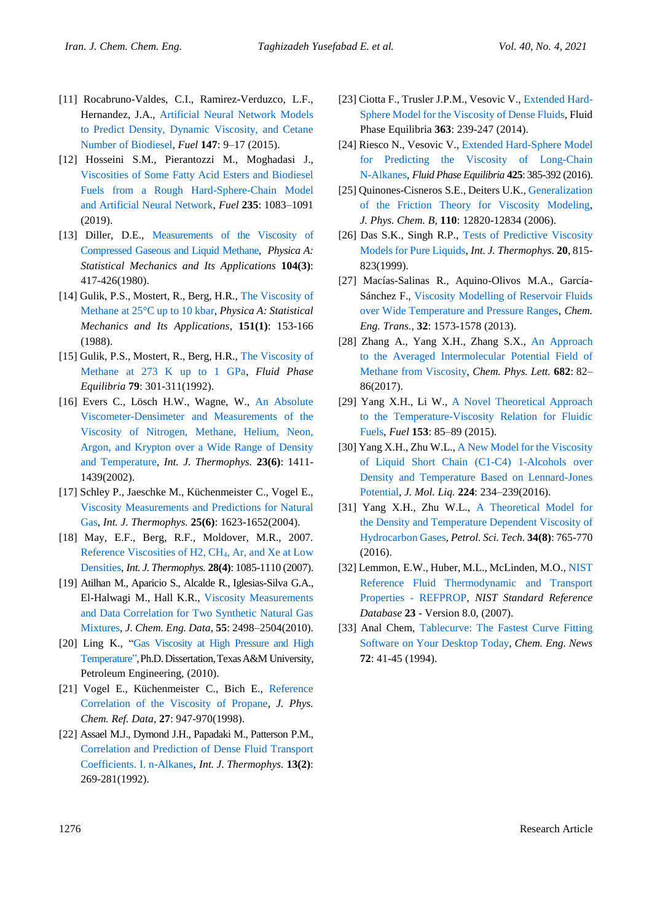[11] Rocabruno-Valdes, C.I., Ramirez-Verduzco, L.F., Hernandez, J.A., Artificial Neural Network Models to Predict Density, Dynamic Viscosity, and Cetane Number of Biodiesel, *Fuel* **147**: 9–17 (2015).

[12] Hosseini S.M., Pierantozzi M., Moghadasi J., Viscosities of Some Fatty Acid Esters and Biodiesel Fuels from a Rough Hard-Sphere-Chain Model and Artificial Neural Network, *Fuel* **235**: 1083–1091 (2019).

[13] Diller, D.E., Measurements of the Viscosity of Compressed Gaseous and Liquid Methane, *Physica A: Statistical Mechanics and Its Applications* **104(3)**: 417-426(1980).

[14] Gulik, P.S., Mostert, R., Berg, H.R., The Viscosity of Methane at 25°C up to 10 kbar, *Physica A: Statistical Mechanics and Its Applications*, **151(1)**: 153-166 (1988).

[15] Gulik, P.S., Mostert, R., Berg, H.R., The Viscosity of Methane at 273 K up to 1 GPa, *Fluid Phase Equilibria* **79**: 301-311(1992).

[16] Evers C., Lösch H.W., Wagne, W., An Absolute Viscometer-Densimeter and Measurements of the Viscosity of Nitrogen, Methane, Helium, Neon, Argon, and Krypton over a Wide Range of Density and Temperature, *Int. J. Thermophys.* **23(6)**: 1411-1439(2002).

[17] Schley P., Jaeschke M., Küchenmeister C., Vogel E., Viscosity Measurements and Predictions for Natural Gas, *Int. J. Thermophys.* **25(6)**: 1623-1652(2004).

[18] May, E.F., Berg, R.F., Moldover, M.R., 2007. Reference Viscosities of H2, $CH_4$, Ar, and Xe at Low Densities, *Int. J. Thermophys.* **28(4)**: 1085-1110 (2007).

[19] Atilhan M., Aparicio S., Alcalde R., Iglesias-Silva G.A., El-Halwagi M., Hall K.R., Viscosity Measurements and Data Correlation for Two Synthetic Natural Gas Mixtures, *J. Chem. Eng. Data*, **55**: 2498–2504(2010).

[20] Ling K., "Gas Viscosity at High Pressure and High Temperature", Ph.D. Dissertation, Texas A&M University, Petroleum Engineering, (2010).

[21] Vogel E., Küchenmeister C., Bich E., Reference Correlation of the Viscosity of Propane, *J. Phys. Chem. Ref. Data*, **27**: 947-970(1998).

[22] Assael M.J., Dymond J.H., Papadaki M., Patterson P.M., Correlation and Prediction of Dense Fluid Transport Coefficients. I. n-Alkanes, *Int. J. Thermophys.* **13(2)**: 269-281(1992).

[23] Ciotta F., Trusler J.P.M., Vesovic V., Extended Hard-Sphere Model for the Viscosity of Dense Fluids, Fluid Phase Equilibria **363**: 239-247 (2014).

[24] Riesco N., Vesovic V., Extended Hard-Sphere Model for Predicting the Viscosity of Long-Chain N-Alkanes, *Fluid Phase Equilibria* **425**: 385-392 (2016).

[25] Quinones-Cisneros S.E., Deiters U.K., Generalization of the Friction Theory for Viscosity Modeling, *J. Phys. Chem. B*, **110**: 12820-12834 (2006).

[26] Das S.K., Singh R.P., Tests of Predictive Viscosity Models for Pure Liquids, *Int. J. Thermophys.* **20**, 815-823(1999).

[27] Macías-Salinas R., Aquino-Olivos M.A., García-Sánchez F., Viscosity Modelling of Reservoir Fluids over Wide Temperature and Pressure Ranges, *Chem. Eng. Trans.*, **32**: 1573-1578 (2013).

[28] Zhang A., Yang X.H., Zhang S.X., An Approach to the Averaged Intermolecular Potential Field of Methane from Viscosity, *Chem. Phys. Lett.* **682**: 82–86(2017).

[29] Yang X.H., Li W., A Novel Theoretical Approach to the Temperature-Viscosity Relation for Fluidic Fuels, *Fuel* **153**: 85–89 (2015).

[30] Yang X.H., Zhu W.L., A New Model for the Viscosity of Liquid Short Chain (C1-C4) 1-Alcohols over Density and Temperature Based on Lennard-Jones Potential, *J. Mol. Liq.* **224**: 234–239(2016).

[31] Yang X.H., Zhu W.L., A Theoretical Model for the Density and Temperature Dependent Viscosity of Hydrocarbon Gases, *Petrol. Sci. Tech.* **34(8)**: 765-770 (2016).

[32] Lemmon, E.W., Huber, M.L., McLinden, M.O., NIST Reference Fluid Thermodynamic and Transport Properties - REFPROP, *NIST Standard Reference Database* **23** - Version 8.0, (2007).

[33] Anal Chem, Tablecurve: The Fastest Curve Fitting Software on Your Desktop Today, *Chem. Eng. News* **72**: 41-45 (1994).